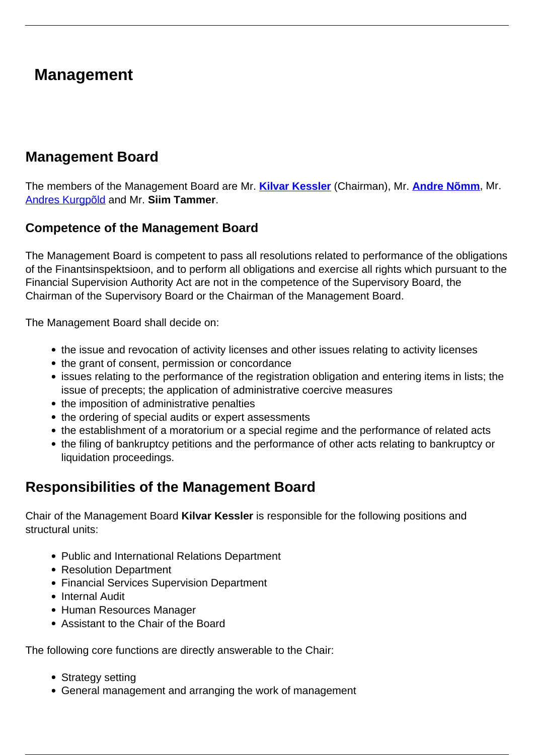# Management

## Management Board

The members of the Management Board are Mr. **Kilvar Kessler** (Chairman), Mr. **Andre Nõmm**, Mr. Andres Kurgpõld and Mr. **Siim Tammer**.

### Competence of the Management Board

The Management Board is competent to pass all resolutions related to performance of the obligations of the Finantsinspektsioon, and to perform all obligations and exercise all rights which pursuant to the Financial Supervision Authority Act are not in the competence of the Supervisory Board, the Chairman of the Supervisory Board or the Chairman of the Management Board.

The Management Board shall decide on:

- the issue and revocation of activity licenses and other issues relating to activity licenses
- the grant of consent, permission or concordance
- issues relating to the performance of the registration obligation and entering items in lists; the issue of precepts; the application of administrative coercive measures
- the imposition of administrative penalties
- the ordering of special audits or expert assessments
- the establishment of a moratorium or a special regime and the performance of related acts
- the filing of bankruptcy petitions and the performance of other acts relating to bankruptcy or liquidation proceedings.

## Responsibilities of the Management Board

Chair of the Management Board **Kilvar Kessler** is responsible for the following positions and structural units:

- Public and International Relations Department
- Resolution Department
- Financial Services Supervision Department
- Internal Audit
- Human Resources Manager
- Assistant to the Chair of the Board

The following core functions are directly answerable to the Chair:

- Strategy setting
- General management and arranging the work of management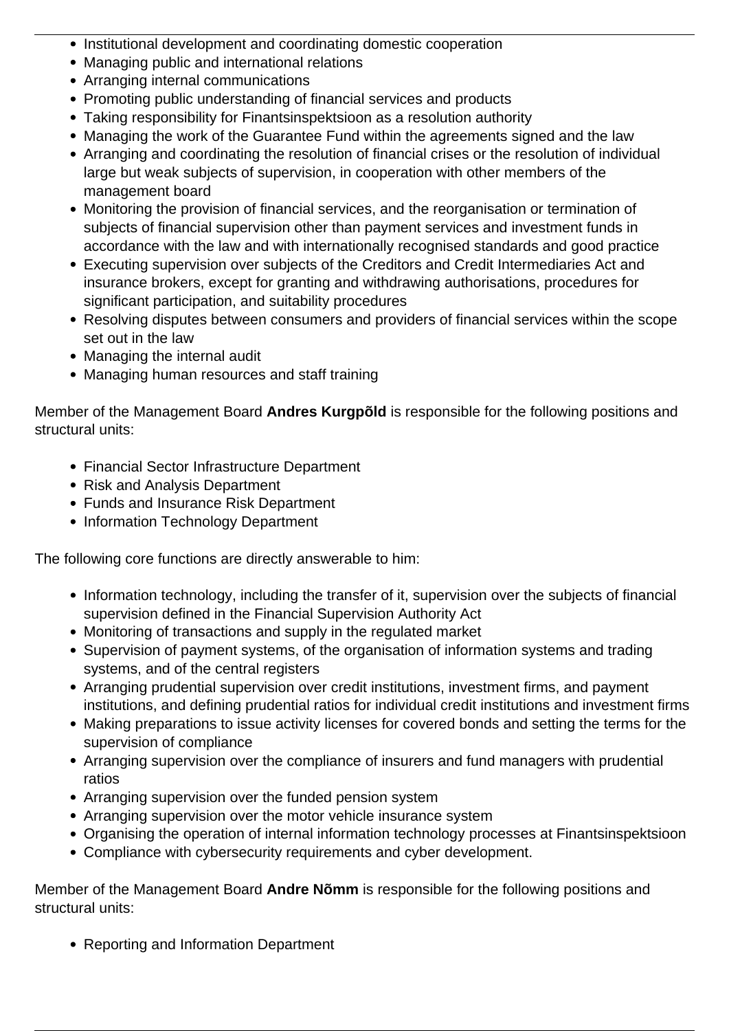- Institutional development and coordinating domestic cooperation
- Managing public and international relations
- Arranging internal communications
- Promoting public understanding of financial services and products
- Taking responsibility for Finantsinspektsioon as a resolution authority
- Managing the work of the Guarantee Fund within the agreements signed and the law
- Arranging and coordinating the resolution of financial crises or the resolution of individual large but weak subjects of supervision, in cooperation with other members of the management board
- Monitoring the provision of financial services, and the reorganisation or termination of subjects of financial supervision other than payment services and investment funds in accordance with the law and with internationally recognised standards and good practice
- Executing supervision over subjects of the Creditors and Credit Intermediaries Act and insurance brokers, except for granting and withdrawing authorisations, procedures for significant participation, and suitability procedures
- Resolving disputes between consumers and providers of financial services within the scope set out in the law
- Managing the internal audit
- Managing human resources and staff training

Member of the Management Board **Andres Kurgpõld** is responsible for the following positions and structural units:

- Financial Sector Infrastructure Department
- Risk and Analysis Department
- Funds and Insurance Risk Department
- Information Technology Department

The following core functions are directly answerable to him:

- Information technology, including the transfer of it, supervision over the subjects of financial supervision defined in the Financial Supervision Authority Act
- Monitoring of transactions and supply in the regulated market
- Supervision of payment systems, of the organisation of information systems and trading systems, and of the central registers
- Arranging prudential supervision over credit institutions, investment firms, and payment institutions, and defining prudential ratios for individual credit institutions and investment firms
- Making preparations to issue activity licenses for covered bonds and setting the terms for the supervision of compliance
- Arranging supervision over the compliance of insurers and fund managers with prudential ratios
- Arranging supervision over the funded pension system
- Arranging supervision over the motor vehicle insurance system
- Organising the operation of internal information technology processes at Finantsinspektsioon
- Compliance with cybersecurity requirements and cyber development.

Member of the Management Board **Andre Nõmm** is responsible for the following positions and structural units:

- Reporting and Information Department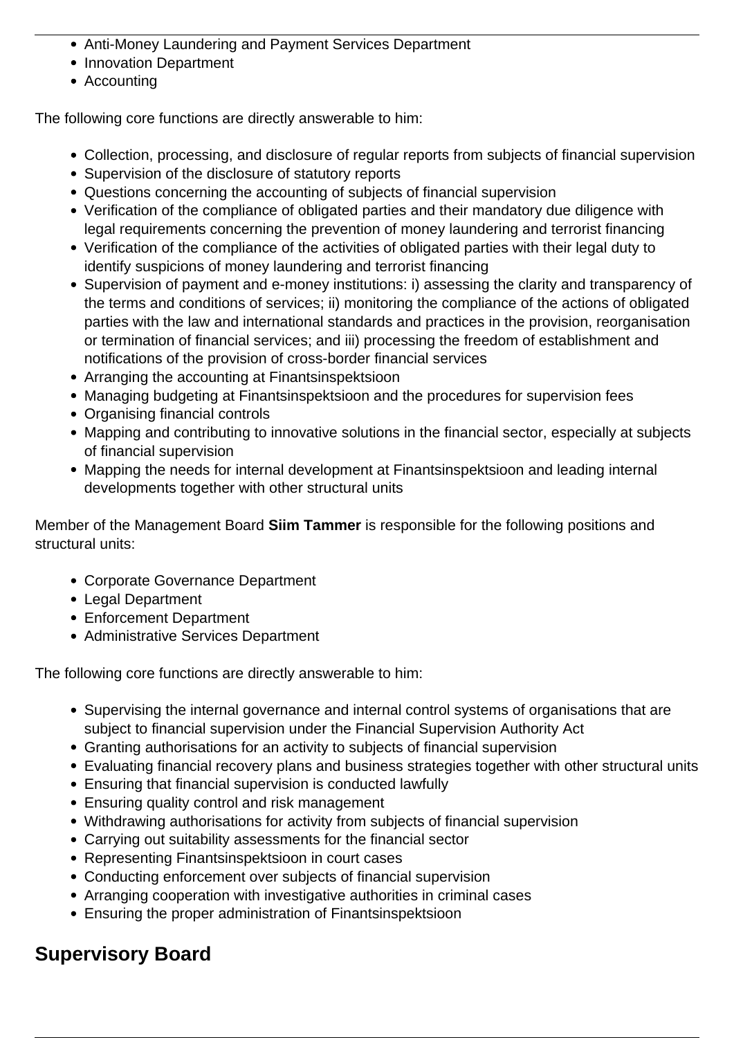- Anti-Money Laundering and Payment Services Department
- Innovation Department
- Accounting

The following core functions are directly answerable to him:

- Collection, processing, and disclosure of regular reports from subjects of financial supervision
- Supervision of the disclosure of statutory reports
- Questions concerning the accounting of subjects of financial supervision
- Verification of the compliance of obligated parties and their mandatory due diligence with legal requirements concerning the prevention of money laundering and terrorist financing
- Verification of the compliance of the activities of obligated parties with their legal duty to identify suspicions of money laundering and terrorist financing
- Supervision of payment and e-money institutions: i) assessing the clarity and transparency of the terms and conditions of services; ii) monitoring the compliance of the actions of obligated parties with the law and international standards and practices in the provision, reorganisation or termination of financial services; and iii) processing the freedom of establishment and notifications of the provision of cross-border financial services
- Arranging the accounting at Finantsinspektsioon
- Managing budgeting at Finantsinspektsioon and the procedures for supervision fees
- Organising financial controls
- Mapping and contributing to innovative solutions in the financial sector, especially at subjects of financial supervision
- Mapping the needs for internal development at Finantsinspektsioon and leading internal developments together with other structural units

Member of the Management Board **Siim Tammer** is responsible for the following positions and structural units:

- Corporate Governance Department
- Legal Department
- Enforcement Department
- Administrative Services Department

The following core functions are directly answerable to him:

- Supervising the internal governance and internal control systems of organisations that are subject to financial supervision under the Financial Supervision Authority Act
- Granting authorisations for an activity to subjects of financial supervision
- Evaluating financial recovery plans and business strategies together with other structural units
- Ensuring that financial supervision is conducted lawfully
- Ensuring quality control and risk management
- Withdrawing authorisations for activity from subjects of financial supervision
- Carrying out suitability assessments for the financial sector
- Representing Finantsinspektsioon in court cases
- Conducting enforcement over subjects of financial supervision
- Arranging cooperation with investigative authorities in criminal cases
- Ensuring the proper administration of Finantsinspektsioon

## Supervisory Board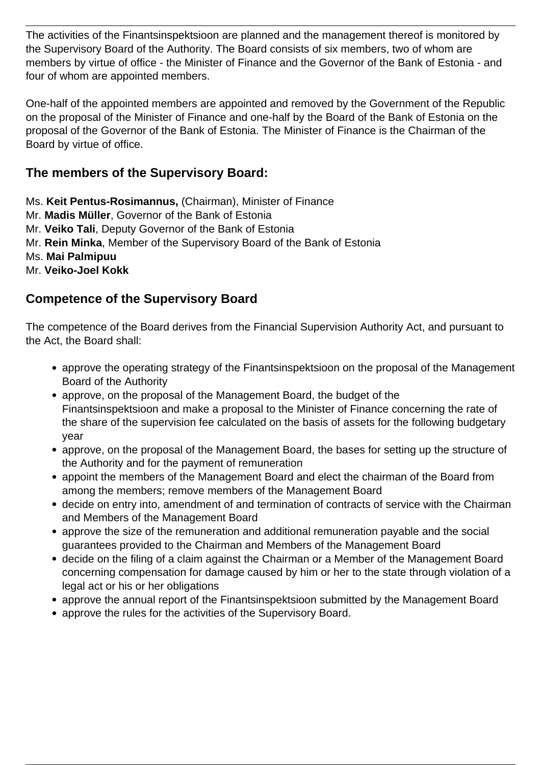The activities of the Finantsinspektsioon are planned and the management thereof is monitored by the Supervisory Board of the Authority. The Board consists of six members, two of whom are members by virtue of office - the Minister of Finance and the Governor of the Bank of Estonia - and four of whom are appointed members.

One-half of the appointed members are appointed and removed by the Government of the Republic on the proposal of the Minister of Finance and one-half by the Board of the Bank of Estonia on the proposal of the Governor of the Bank of Estonia. The Minister of Finance is the Chairman of the Board by virtue of office.

### The members of the Supervisory Board:

Ms. **Keit Pentus-Rosimannus,** (Chairman), Minister of Finance
Mr. **Madis Müller**, Governor of the Bank of Estonia
Mr. **Veiko Tali**, Deputy Governor of the Bank of Estonia
Mr. **Rein Minka**, Member of the Supervisory Board of the Bank of Estonia
Ms. **Mai Palmipuu**
Mr. **Veiko-Joel Kokk**

### Competence of the Supervisory Board

The competence of the Board derives from the Financial Supervision Authority Act, and pursuant to the Act, the Board shall:

- approve the operating strategy of the Finantsinspektsioon on the proposal of the Management Board of the Authority
- approve, on the proposal of the Management Board, the budget of the Finantsinspektsioon and make a proposal to the Minister of Finance concerning the rate of the share of the supervision fee calculated on the basis of assets for the following budgetary year
- approve, on the proposal of the Management Board, the bases for setting up the structure of the Authority and for the payment of remuneration
- appoint the members of the Management Board and elect the chairman of the Board from among the members; remove members of the Management Board
- decide on entry into, amendment of and termination of contracts of service with the Chairman and Members of the Management Board
- approve the size of the remuneration and additional remuneration payable and the social guarantees provided to the Chairman and Members of the Management Board
- decide on the filing of a claim against the Chairman or a Member of the Management Board concerning compensation for damage caused by him or her to the state through violation of a legal act or his or her obligations
- approve the annual report of the Finantsinspektsioon submitted by the Management Board
- approve the rules for the activities of the Supervisory Board.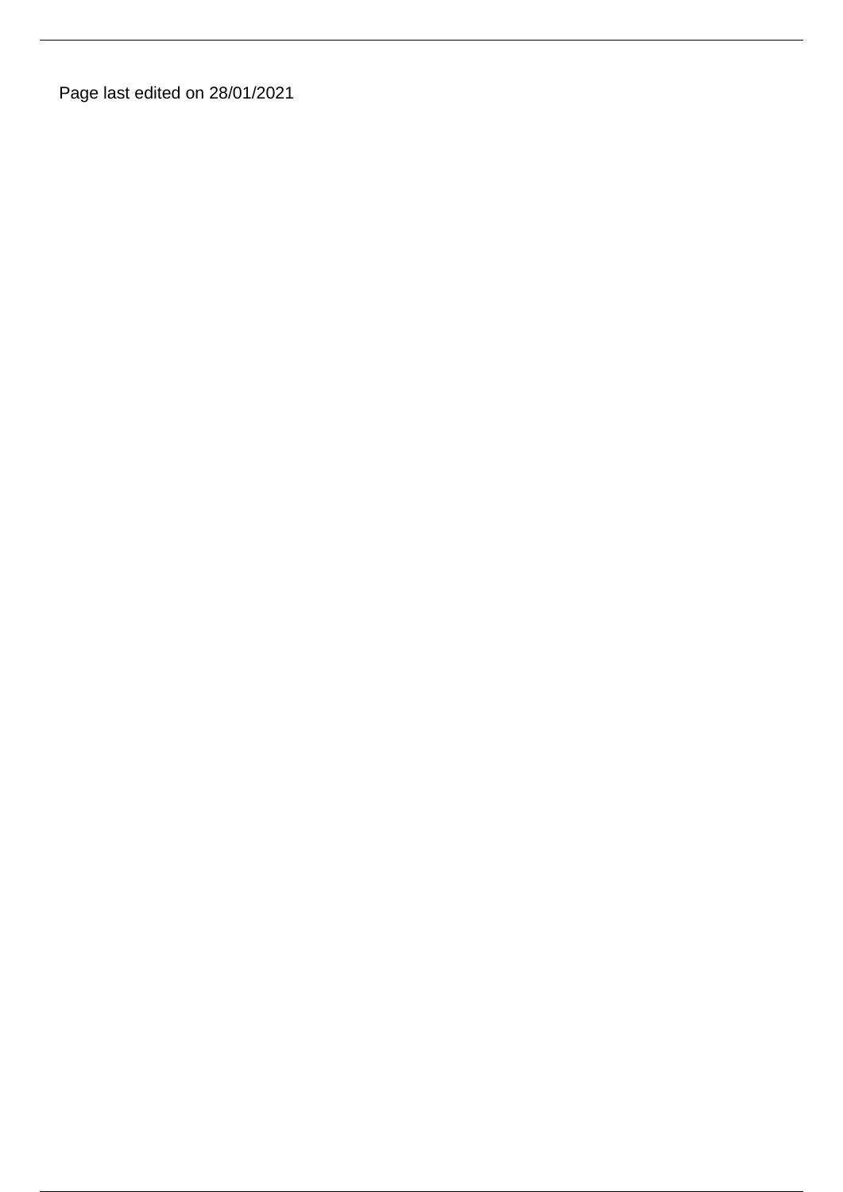Page last edited on 28/01/2021